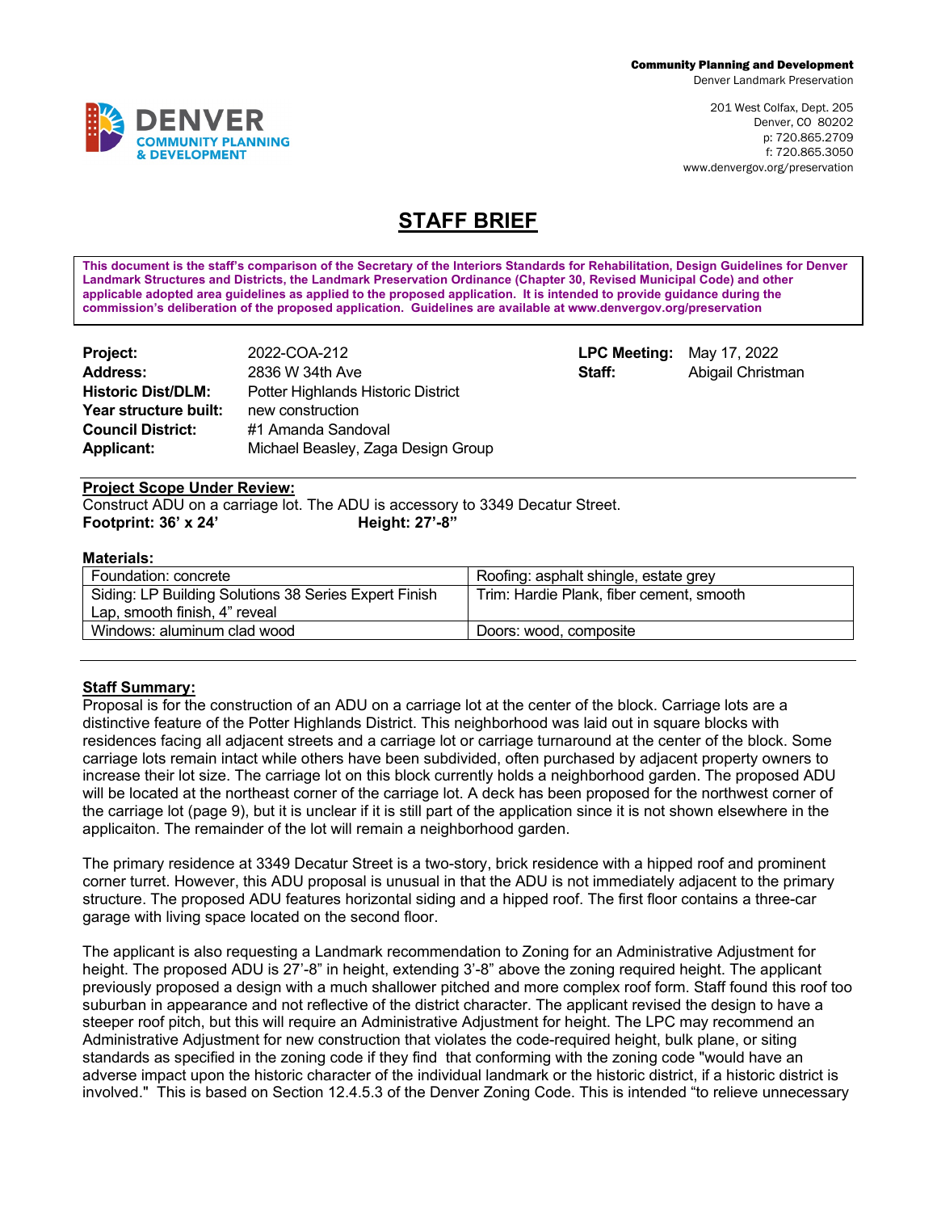**Community Planning and Development**
Denver Landmark Preservation

201 West Colfax, Dept. 205
Denver, CO 80202
p: 720.865.2709
f: 720.865.3050
www.denvergov.org/preservation

DENVER COMMUNITY PLANNING & DEVELOPMENT

# STAFF BRIEF

**This document is the staff's comparison of the Secretary of the Interiors Standards for Rehabilitation, Design Guidelines for Denver Landmark Structures and Districts, the Landmark Preservation Ordinance (Chapter 30, Revised Municipal Code) and other applicable adopted area guidelines as applied to the proposed application. It is intended to provide guidance during the commission's deliberation of the proposed application. Guidelines are available at www.denvergov.org/preservation**

| | | | |
|---|---|---|---|
| **Project:** | 2022-COA-212 | **LPC Meeting:** | May 17, 2022 |
| **Address:** | 2836 W 34th Ave | **Staff:** | Abigail Christman |
| **Historic Dist/DLM:** | Potter Highlands Historic District | | |
| **Year structure built:** | new construction | | |
| **Council District:** | #1 Amanda Sandoval | | |
| **Applicant:** | Michael Beasley, Zaga Design Group | | |

**Project Scope Under Review:**
Construct ADU on a carriage lot. The ADU is accessory to 3349 Decatur Street.
**Footprint: 36' x 24'** **Height: 27'-8"**

**Materials:**

| | |
|---|---|
| Foundation: concrete | Roofing: asphalt shingle, estate grey |
| Siding: LP Building Solutions 38 Series Expert Finish Lap, smooth finish, 4" reveal | Trim: Hardie Plank, fiber cement, smooth |
| Windows: aluminum clad wood | Doors: wood, composite |

**Staff Summary:**
Proposal is for the construction of an ADU on a carriage lot at the center of the block. Carriage lots are a distinctive feature of the Potter Highlands District. This neighborhood was laid out in square blocks with residences facing all adjacent streets and a carriage lot or carriage turnaround at the center of the block. Some carriage lots remain intact while others have been subdivided, often purchased by adjacent property owners to increase their lot size. The carriage lot on this block currently holds a neighborhood garden. The proposed ADU will be located at the northeast corner of the carriage lot. A deck has been proposed for the northwest corner of the carriage lot (page 9), but it is unclear if it is still part of the application since it is not shown elsewhere in the applicaiton. The remainder of the lot will remain a neighborhood garden.

The primary residence at 3349 Decatur Street is a two-story, brick residence with a hipped roof and prominent corner turret. However, this ADU proposal is unusual in that the ADU is not immediately adjacent to the primary structure. The proposed ADU features horizontal siding and a hipped roof. The first floor contains a three-car garage with living space located on the second floor.

The applicant is also requesting a Landmark recommendation to Zoning for an Administrative Adjustment for height. The proposed ADU is 27'-8" in height, extending 3'-8" above the zoning required height. The applicant previously proposed a design with a much shallower pitched and more complex roof form. Staff found this roof too suburban in appearance and not reflective of the district character. The applicant revised the design to have a steeper roof pitch, but this will require an Administrative Adjustment for height. The LPC may recommend an Administrative Adjustment for new construction that violates the code-required height, bulk plane, or siting standards as specified in the zoning code if they find that conforming with the zoning code "would have an adverse impact upon the historic character of the individual landmark or the historic district, if a historic district is involved." This is based on Section 12.4.5.3 of the Denver Zoning Code. This is intended "to relieve unnecessary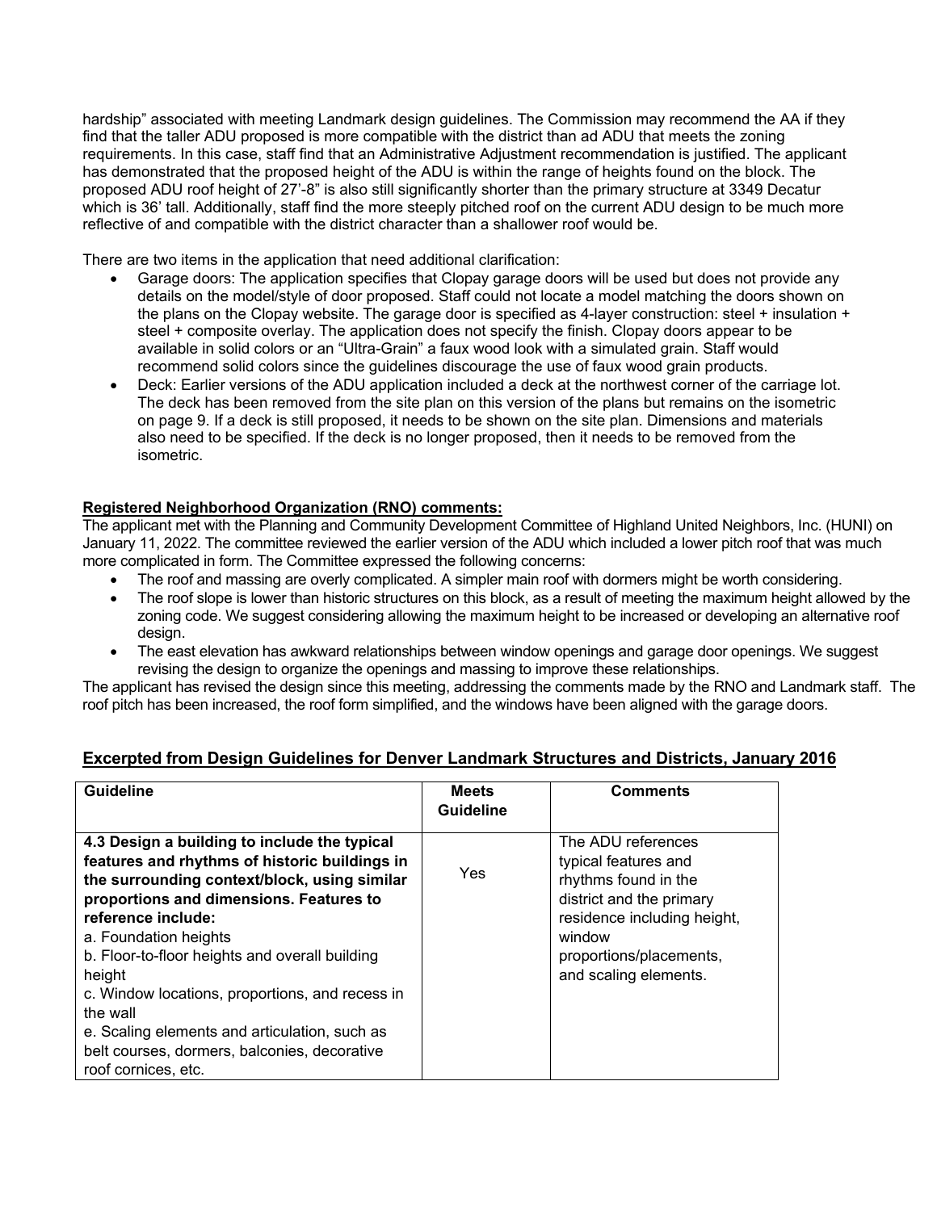hardship" associated with meeting Landmark design guidelines. The Commission may recommend the AA if they find that the taller ADU proposed is more compatible with the district than ad ADU that meets the zoning requirements. In this case, staff find that an Administrative Adjustment recommendation is justified. The applicant has demonstrated that the proposed height of the ADU is within the range of heights found on the block. The proposed ADU roof height of 27'-8" is also still significantly shorter than the primary structure at 3349 Decatur which is 36' tall. Additionally, staff find the more steeply pitched roof on the current ADU design to be much more reflective of and compatible with the district character than a shallower roof would be.

There are two items in the application that need additional clarification:

- Garage doors: The application specifies that Clopay garage doors will be used but does not provide any details on the model/style of door proposed. Staff could not locate a model matching the doors shown on the plans on the Clopay website. The garage door is specified as 4-layer construction: steel + insulation + steel + composite overlay. The application does not specify the finish. Clopay doors appear to be available in solid colors or an "Ultra-Grain" a faux wood look with a simulated grain. Staff would recommend solid colors since the guidelines discourage the use of faux wood grain products.
- Deck: Earlier versions of the ADU application included a deck at the northwest corner of the carriage lot. The deck has been removed from the site plan on this version of the plans but remains on the isometric on page 9. If a deck is still proposed, it needs to be shown on the site plan. Dimensions and materials also need to be specified. If the deck is no longer proposed, then it needs to be removed from the isometric.

**Registered Neighborhood Organization (RNO) comments:**

The applicant met with the Planning and Community Development Committee of Highland United Neighbors, Inc. (HUNI) on January 11, 2022. The committee reviewed the earlier version of the ADU which included a lower pitch roof that was much more complicated in form. The Committee expressed the following concerns:

- The roof and massing are overly complicated. A simpler main roof with dormers might be worth considering.
- The roof slope is lower than historic structures on this block, as a result of meeting the maximum height allowed by the zoning code. We suggest considering allowing the maximum height to be increased or developing an alternative roof design.
- The east elevation has awkward relationships between window openings and garage door openings. We suggest revising the design to organize the openings and massing to improve these relationships.

The applicant has revised the design since this meeting, addressing the comments made by the RNO and Landmark staff. The roof pitch has been increased, the roof form simplified, and the windows have been aligned with the garage doors.

**Excerpted from Design Guidelines for Denver Landmark Structures and Districts, January 2016**

| Guideline | Meets Guideline | Comments |
|---|---|---|
| **4.3 Design a building to include the typical features and rhythms of historic buildings in the surrounding context/block, using similar proportions and dimensions. Features to reference include:**<br>a. Foundation heights<br>b. Floor-to-floor heights and overall building height<br>c. Window locations, proportions, and recess in the wall<br>e. Scaling elements and articulation, such as belt courses, dormers, balconies, decorative roof cornices, etc. | Yes | The ADU references typical features and rhythms found in the district and the primary residence including height, window proportions/placements, and scaling elements. |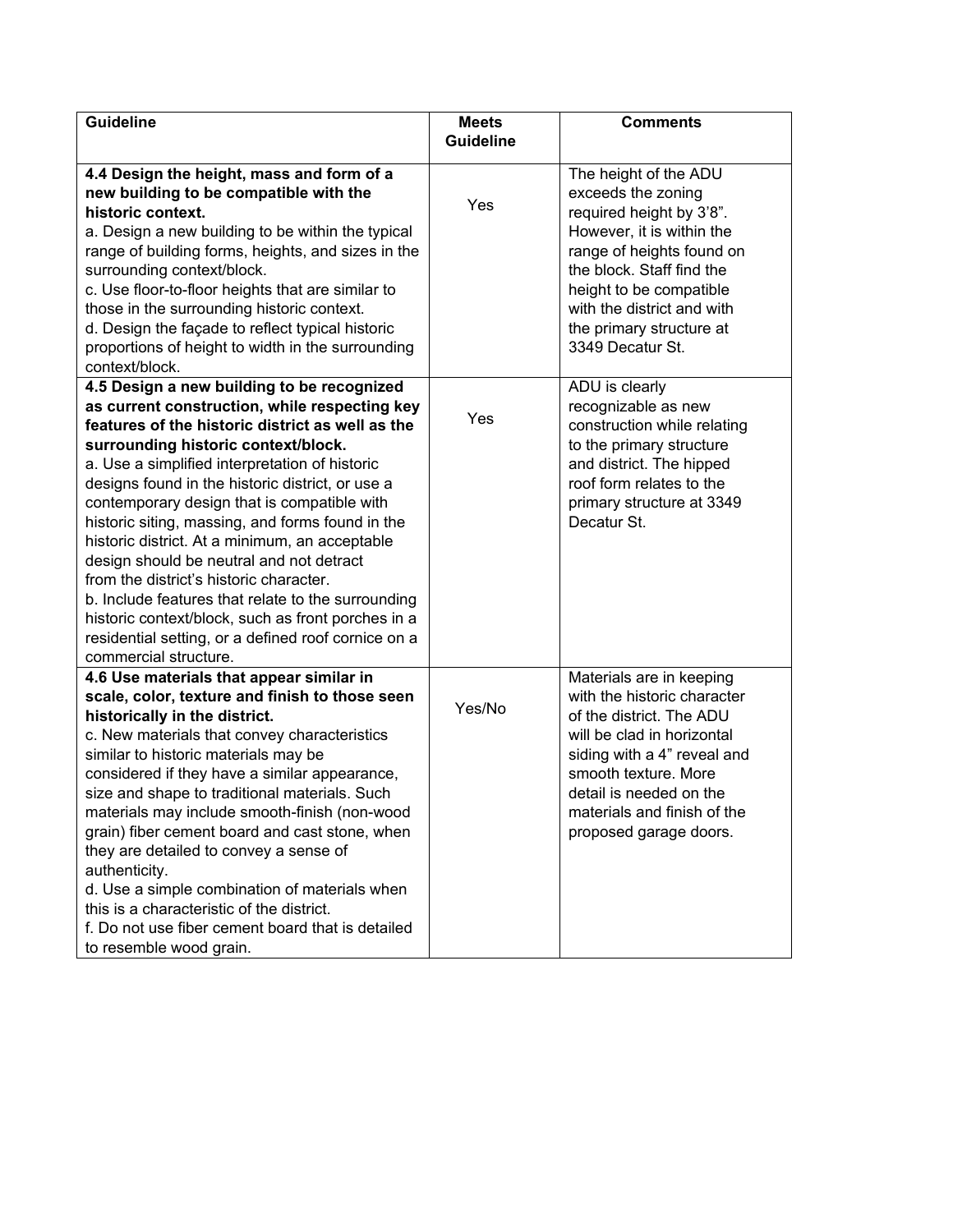| Guideline | Meets Guideline | Comments |
| --- | --- | --- |
| **4.4 Design the height, mass and form of a new building to be compatible with the historic context.**<br>a. Design a new building to be within the typical range of building forms, heights, and sizes in the surrounding context/block.<br>c. Use floor-to-floor heights that are similar to those in the surrounding historic context.<br>d. Design the façade to reflect typical historic proportions of height to width in the surrounding context/block. | Yes | The height of the ADU exceeds the zoning required height by 3'8". However, it is within the range of heights found on the block. Staff find the height to be compatible with the district and with the primary structure at 3349 Decatur St. |
| **4.5 Design a new building to be recognized as current construction, while respecting key features of the historic district as well as the surrounding historic context/block.**<br>a. Use a simplified interpretation of historic designs found in the historic district, or use a contemporary design that is compatible with historic siting, massing, and forms found in the historic district. At a minimum, an acceptable design should be neutral and not detract from the district's historic character.<br>b. Include features that relate to the surrounding historic context/block, such as front porches in a residential setting, or a defined roof cornice on a commercial structure. | Yes | ADU is clearly recognizable as new construction while relating to the primary structure and district. The hipped roof form relates to the primary structure at 3349 Decatur St. |
| **4.6 Use materials that appear similar in scale, color, texture and finish to those seen historically in the district.**<br>c. New materials that convey characteristics similar to historic materials may be considered if they have a similar appearance, size and shape to traditional materials. Such materials may include smooth-finish (non-wood grain) fiber cement board and cast stone, when they are detailed to convey a sense of authenticity.<br>d. Use a simple combination of materials when this is a characteristic of the district.<br>f. Do not use fiber cement board that is detailed to resemble wood grain. | Yes/No | Materials are in keeping with the historic character of the district. The ADU will be clad in horizontal siding with a 4" reveal and smooth texture. More detail is needed on the materials and finish of the proposed garage doors. |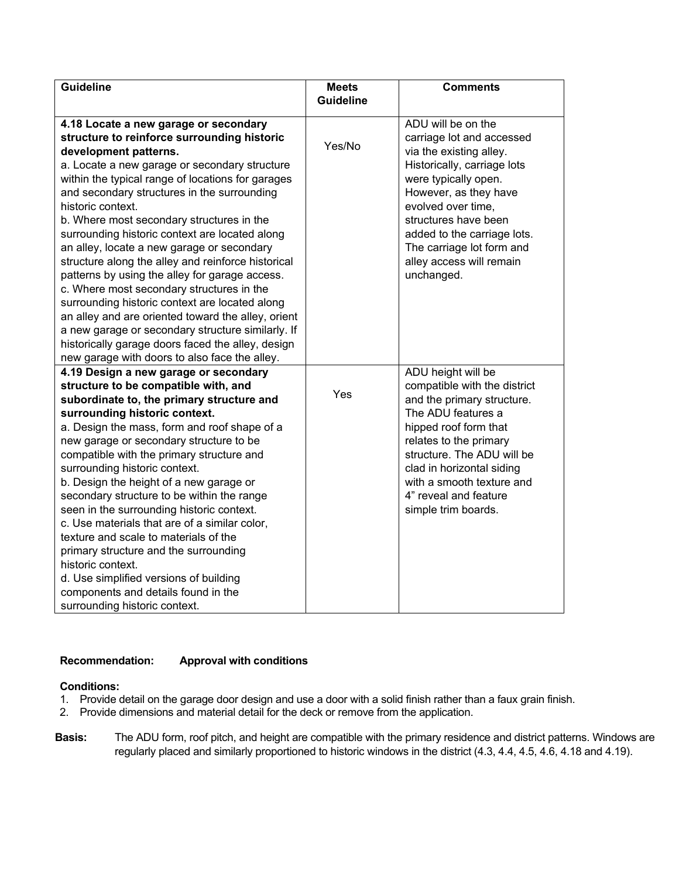| Guideline | Meets Guideline | Comments |
| --- | --- | --- |
| **4.18 Locate a new garage or secondary structure to reinforce surrounding historic development patterns.**<br>a. Locate a new garage or secondary structure within the typical range of locations for garages and secondary structures in the surrounding historic context.<br>b. Where most secondary structures in the surrounding historic context are located along an alley, locate a new garage or secondary structure along the alley and reinforce historical patterns by using the alley for garage access.<br>c. Where most secondary structures in the surrounding historic context are located along an alley and are oriented toward the alley, orient a new garage or secondary structure similarly. If historically garage doors faced the alley, design new garage with doors to also face the alley. | Yes/No | ADU will be on the carriage lot and accessed via the existing alley. Historically, carriage lots were typically open. However, as they have evolved over time, structures have been added to the carriage lots. The carriage lot form and alley access will remain unchanged. |
| **4.19 Design a new garage or secondary structure to be compatible with, and subordinate to, the primary structure and surrounding historic context.**<br>a. Design the mass, form and roof shape of a new garage or secondary structure to be compatible with the primary structure and surrounding historic context.<br>b. Design the height of a new garage or secondary structure to be within the range seen in the surrounding historic context.<br>c. Use materials that are of a similar color, texture and scale to materials of the primary structure and the surrounding historic context.<br>d. Use simplified versions of building components and details found in the surrounding historic context. | Yes | ADU height will be compatible with the district and the primary structure. The ADU features a hipped roof form that relates to the primary structure. The ADU will be clad in horizontal siding with a smooth texture and 4" reveal and feature simple trim boards. |

**Recommendation:** **Approval with conditions**

**Conditions:**

1. Provide detail on the garage door design and use a door with a solid finish rather than a faux grain finish.
2. Provide dimensions and material detail for the deck or remove from the application.

**Basis:** The ADU form, roof pitch, and height are compatible with the primary residence and district patterns. Windows are regularly placed and similarly proportioned to historic windows in the district (4.3, 4.4, 4.5, 4.6, 4.18 and 4.19).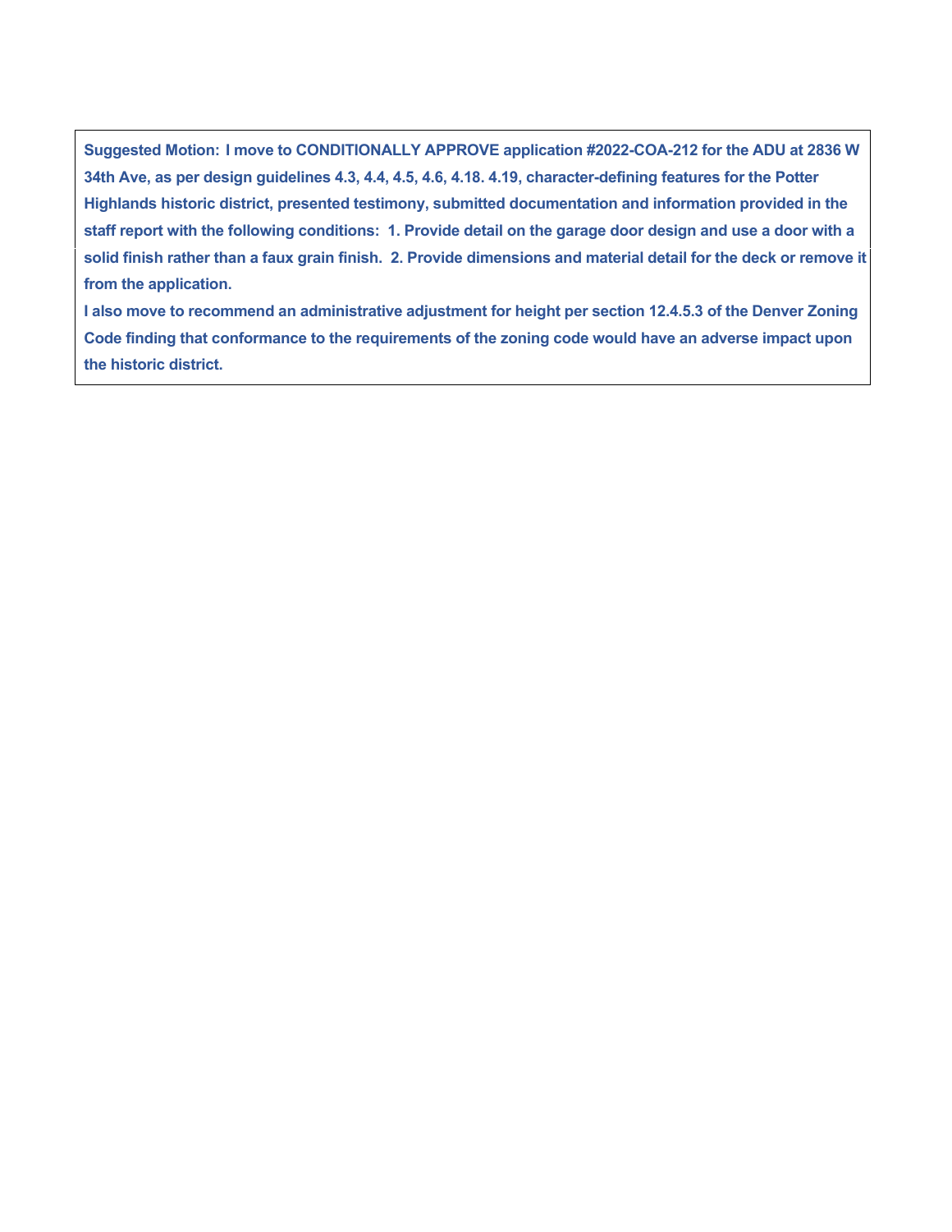**Suggested Motion: I move to CONDITIONALLY APPROVE application #2022-COA-212 for the ADU at 2836 W 34th Ave, as per design guidelines 4.3, 4.4, 4.5, 4.6, 4.18. 4.19, character-defining features for the Potter Highlands historic district, presented testimony, submitted documentation and information provided in the staff report with the following conditions: 1. Provide detail on the garage door design and use a door with a solid finish rather than a faux grain finish. 2. Provide dimensions and material detail for the deck or remove it from the application.**

**I also move to recommend an administrative adjustment for height per section 12.4.5.3 of the Denver Zoning Code finding that conformance to the requirements of the zoning code would have an adverse impact upon the historic district.**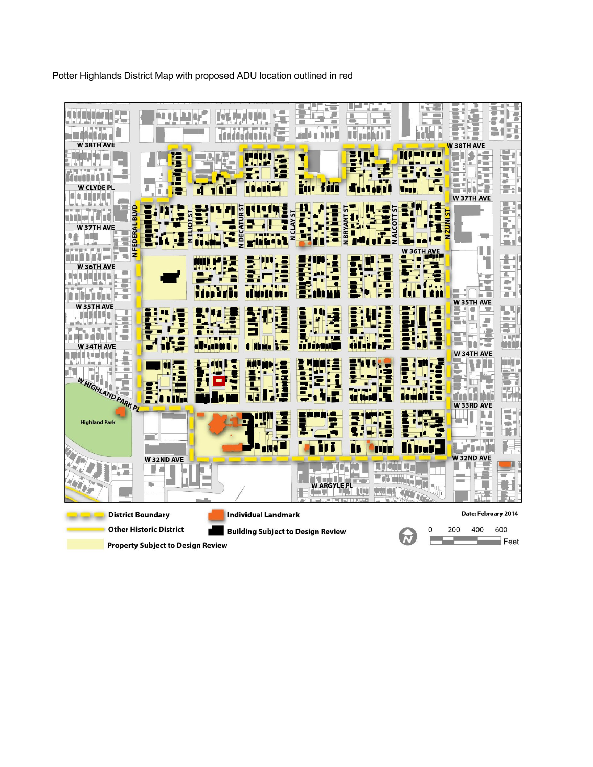Potter Highlands District Map with proposed ADU location outlined in red

W 38TH AVE
W CLYDE PL
W 37TH AVE
W 36TH AVE
W 35TH AVE
W 34TH AVE
W HIGHLAND PARK PL
Highland Park
W 32ND AVE
N FEDERAL BLVD
N ELIOT ST
N DECATUR ST
N CLAY ST
N BRYANT ST
N ALCOTT ST
N ZUNI ST
W 38TH AVE
W 37TH AVE
W 36TH AVE
W 35TH AVE
W 34TH AVE
W 33RD AVE
W 32ND AVE
W ARGYLE PL

District Boundary
Other Historic District
Property Subject to Design Review
Individual Landmark
Building Subject to Design Review

Date: February 2014

0 200 400 600
Feet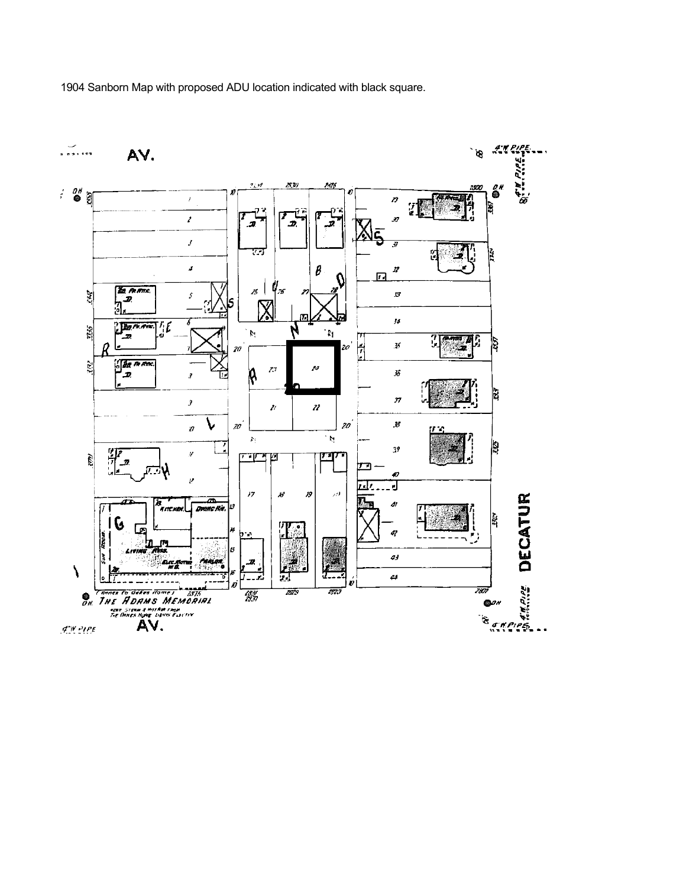1904 Sanborn Map with proposed ADU location indicated with black square.